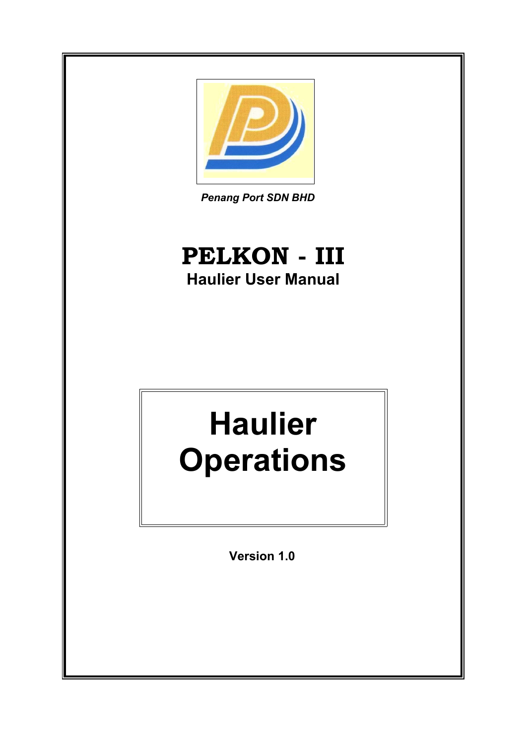*Penang Port SDN BHD*

# PELKON - III

## Haulier User Manual

# Haulier Operations

**Version 1.0**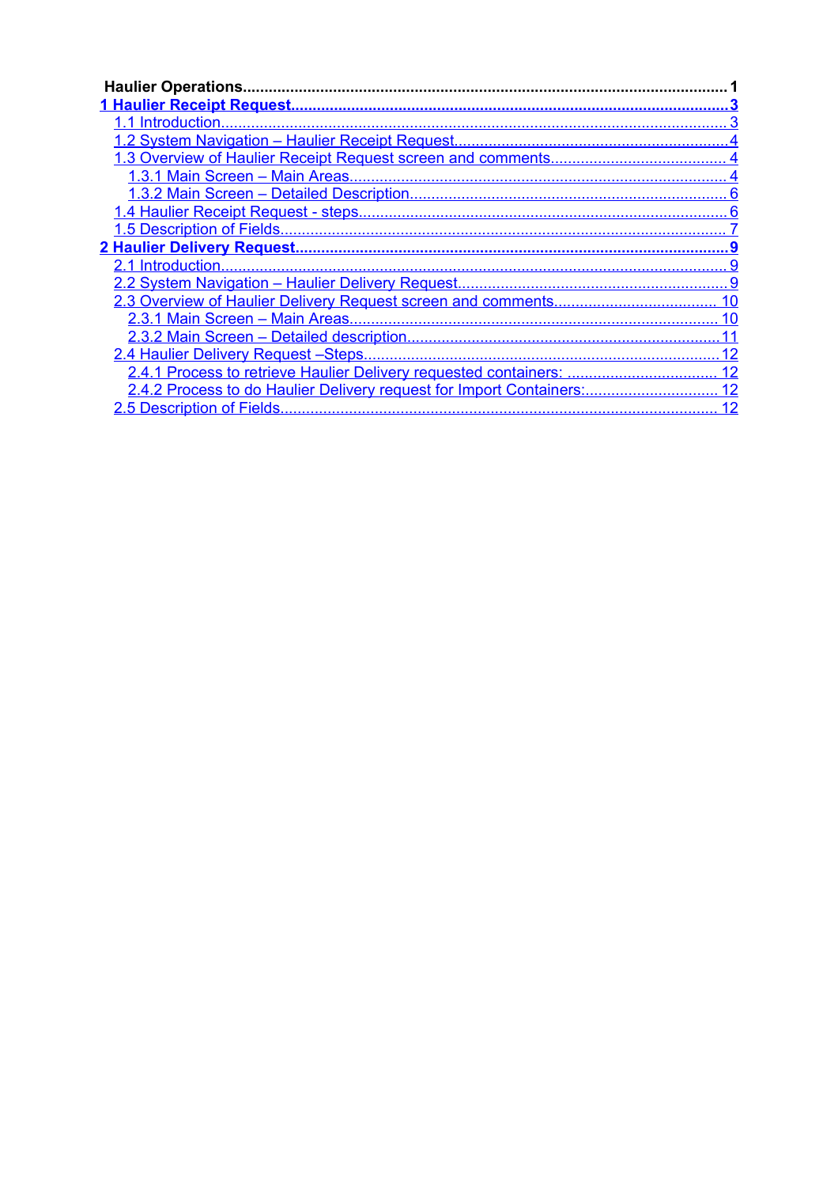Haulier Operations....................................................................................................1

[1 Haulier Receipt Request.............................................................................................3](#)

[1.1 Introduction.............................................................................................................3](#)

[1.2 System Navigation – Haulier Receipt Request........................................................4](#)

[1.3 Overview of Haulier Receipt Request screen and comments..................................4](#)

[1.3.1 Main Screen – Main Areas.................................................................................4](#)

[1.3.2 Main Screen – Detailed Description...................................................................6](#)

[1.4 Haulier Receipt Request - steps..............................................................................6](#)

[1.5 Description of Fields................................................................................................7](#)

[2 Haulier Delivery Request.............................................................................................9](#)

[2.1 Introduction.............................................................................................................9](#)

[2.2 System Navigation – Haulier Delivery Request.......................................................9](#)

[2.3 Overview of Haulier Delivery Request screen and comments...............................10](#)

[2.3.1 Main Screen – Main Areas...............................................................................10](#)

[2.3.2 Main Screen – Detailed description..................................................................11](#)

[2.4 Haulier Delivery Request –Steps...........................................................................12](#)

[2.4.1 Process to retrieve Haulier Delivery requested containers: ..............................12](#)

[2.4.2 Process to do Haulier Delivery request for Import Containers:..........................12](#)

[2.5 Description of Fields...............................................................................................12](#)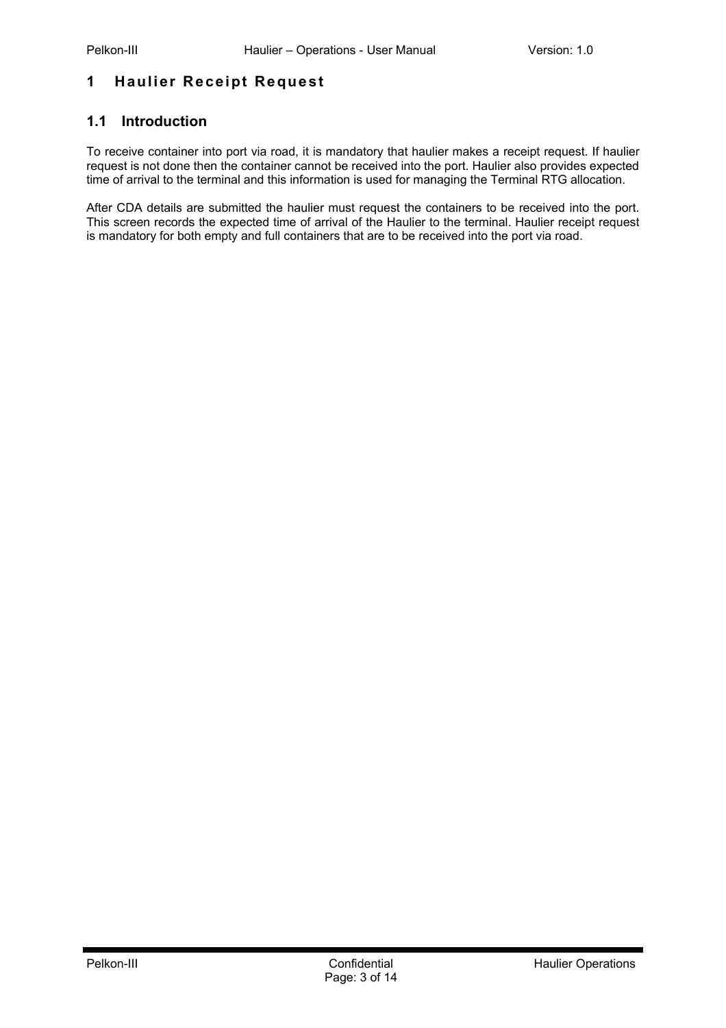# 1 Haulier Receipt Request

## 1.1 Introduction

To receive container into port via road, it is mandatory that haulier makes a receipt request. If haulier request is not done then the container cannot be received into the port. Haulier also provides expected time of arrival to the terminal and this information is used for managing the Terminal RTG allocation.

After CDA details are submitted the haulier must request the containers to be received into the port. This screen records the expected time of arrival of the Haulier to the terminal. Haulier receipt request is mandatory for both empty and full containers that are to be received into the port via road.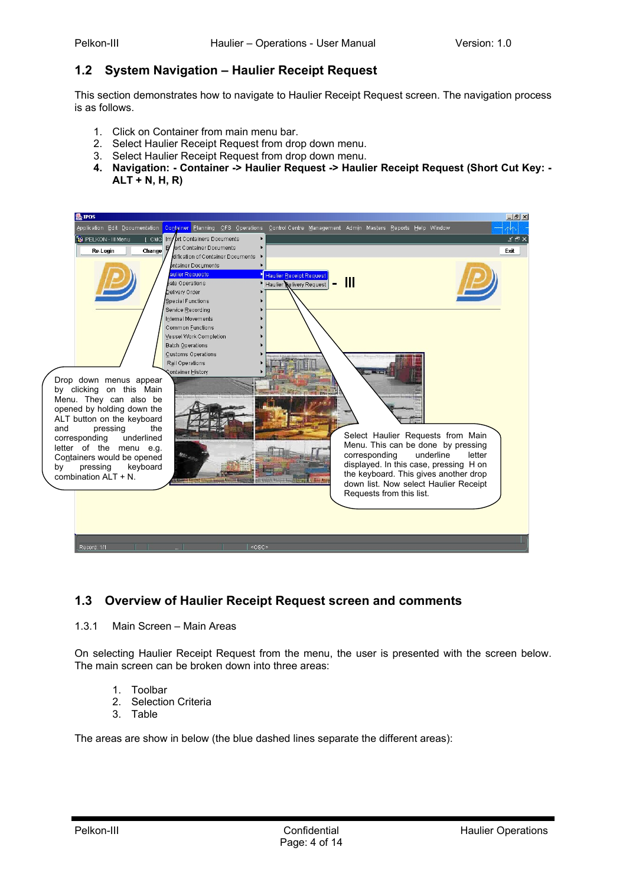## 1.2 System Navigation – Haulier Receipt Request

This section demonstrates how to navigate to Haulier Receipt Request screen. The navigation process is as follows.

1. Click on Container from main menu bar.
2. Select Haulier Receipt Request from drop down menu.
3. Select Haulier Receipt Request from drop down menu.
4. **Navigation: - Container -> Haulier Request -> Haulier Receipt Request (Short Cut Key: - ALT + N, H, R)**

Drop down menus appear by clicking on this Main Menu. They can also be opened by holding down the ALT button on the keyboard and pressing the corresponding underlined letter of the menu e.g. Containers would be opened by pressing keyboard combination ALT + N.

Select Haulier Requests from Main Menu. This can be done by pressing corresponding underline letter displayed. In this case, pressing H on the keyboard. This gives another drop down list. Now select Haulier Receipt Requests from this list.

## 1.3 Overview of Haulier Receipt Request screen and comments

### 1.3.1 Main Screen – Main Areas

On selecting Haulier Receipt Request from the menu, the user is presented with the screen below. The main screen can be broken down into three areas:

1. Toolbar
2. Selection Criteria
3. Table

The areas are show in below (the blue dashed lines separate the different areas):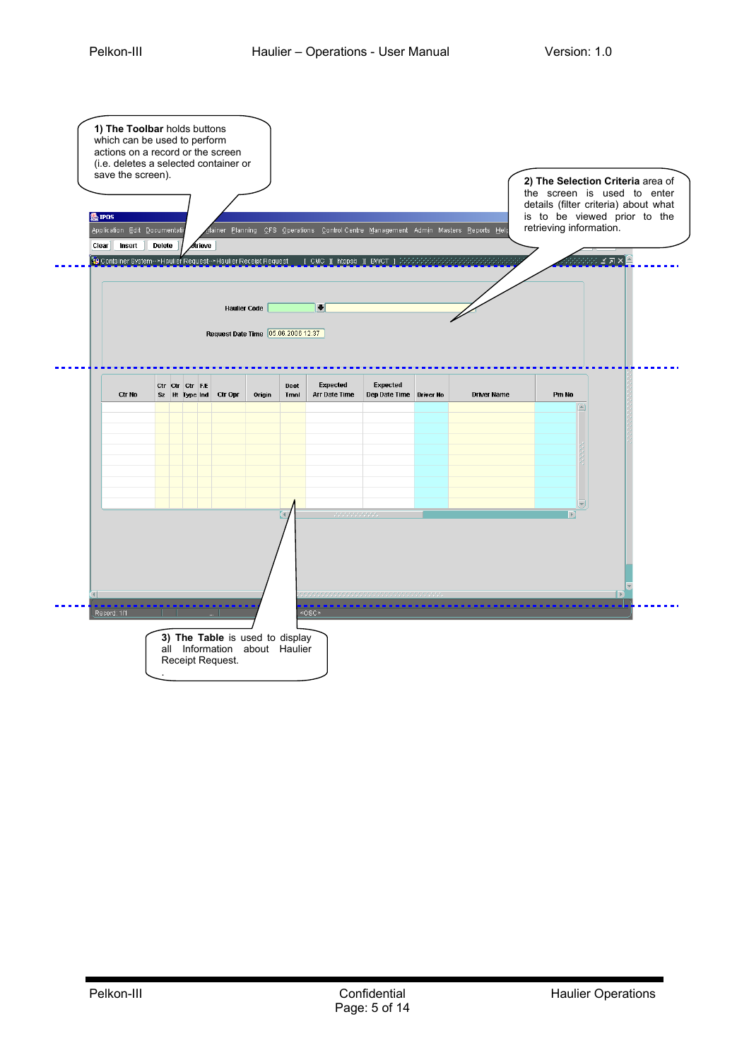**1) The Toolbar** holds buttons which can be used to perform actions on a record or the screen (i.e. deletes a selected container or save the screen).

**2) The Selection Criteria** area of the screen is used to enter details (filter criteria) about what is to be viewed prior to the retrieving information.

**3) The Table** is used to display all Information about Haulier Receipt Request.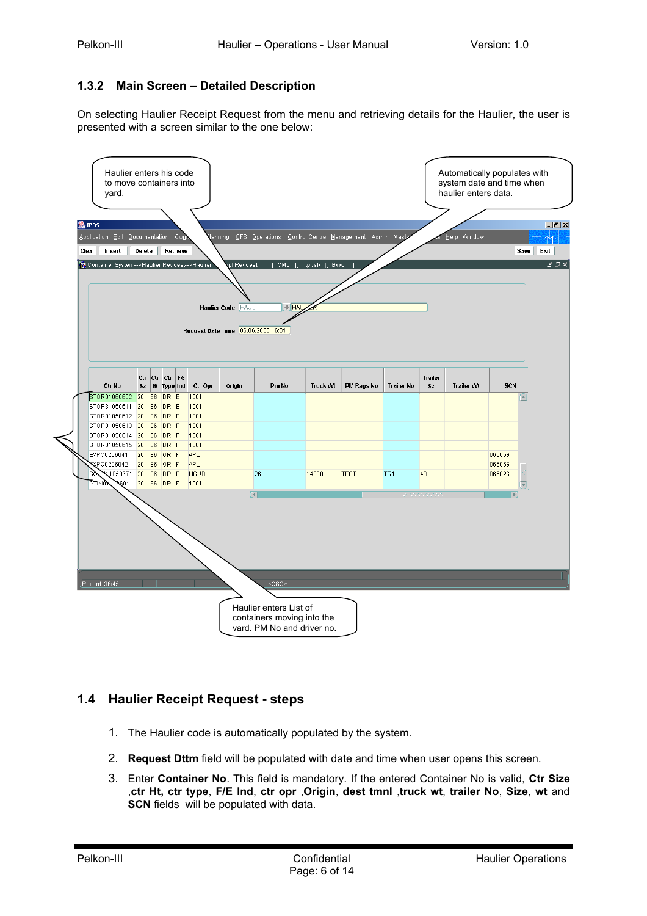### 1.3.2 Main Screen – Detailed Description

On selecting Haulier Receipt Request from the menu and retrieving details for the Haulier, the user is presented with a screen similar to the one below:

Haulier enters his code to move containers into yard.

Automatically populates with system date and time when haulier enters data.

Haulier enters List of containers moving into the yard, PM No and driver no.

## 1.4 Haulier Receipt Request - steps

1. The Haulier code is automatically populated by the system.
2. **Request Dttm** field will be populated with date and time when user opens this screen.
3. Enter **Container No**. This field is mandatory. If the entered Container No is valid, **Ctr Size** ,**ctr Ht, ctr type**, **F/E Ind**, **ctr opr** ,**Origin**, **dest tmnl** ,**truck wt**, **trailer No**, **Size**, **wt** and **SCN** fields will be populated with data.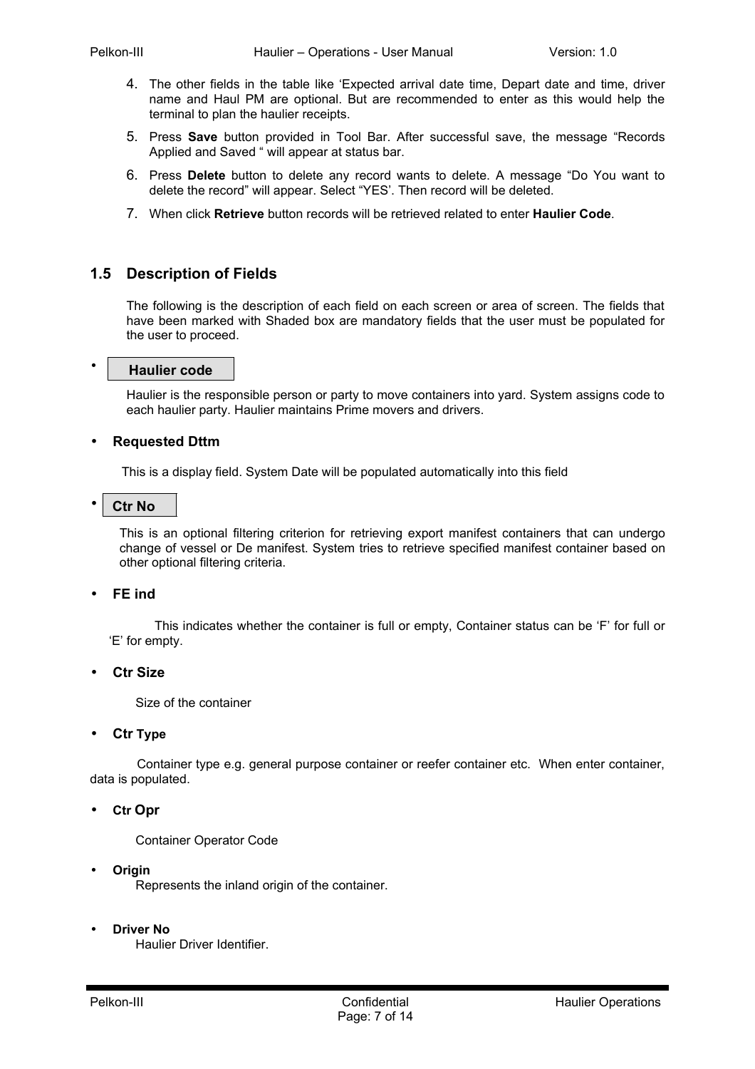4. The other fields in the table like 'Expected arrival date time, Depart date and time, driver name and Haul PM are optional. But are recommended to enter as this would help the terminal to plan the haulier receipts.
5. Press **Save** button provided in Tool Bar. After successful save, the message "Records Applied and Saved " will appear at status bar.
6. Press **Delete** button to delete any record wants to delete. A message "Do You want to delete the record" will appear. Select "YES'. Then record will be deleted.
7. When click **Retrieve** button records will be retrieved related to enter **Haulier Code**.

## 1.5 Description of Fields

The following is the description of each field on each screen or area of screen. The fields that have been marked with Shaded box are mandatory fields that the user must be populated for the user to proceed.

- **Haulier code**

  Haulier is the responsible person or party to move containers into yard. System assigns code to each haulier party. Haulier maintains Prime movers and drivers.

- **Requested Dttm**

  This is a display field. System Date will be populated automatically into this field

- **Ctr No**

  This is an optional filtering criterion for retrieving export manifest containers that can undergo change of vessel or De manifest. System tries to retrieve specified manifest container based on other optional filtering criteria.

- **FE ind**

  This indicates whether the container is full or empty, Container status can be 'F' for full or 'E' for empty.

- **Ctr Size**

  Size of the container

- **Ctr Type**

  Container type e.g. general purpose container or reefer container etc. When enter container, data is populated.

- **Ctr Opr**

  Container Operator Code

- **Origin**

  Represents the inland origin of the container.

- **Driver No**

  Haulier Driver Identifier.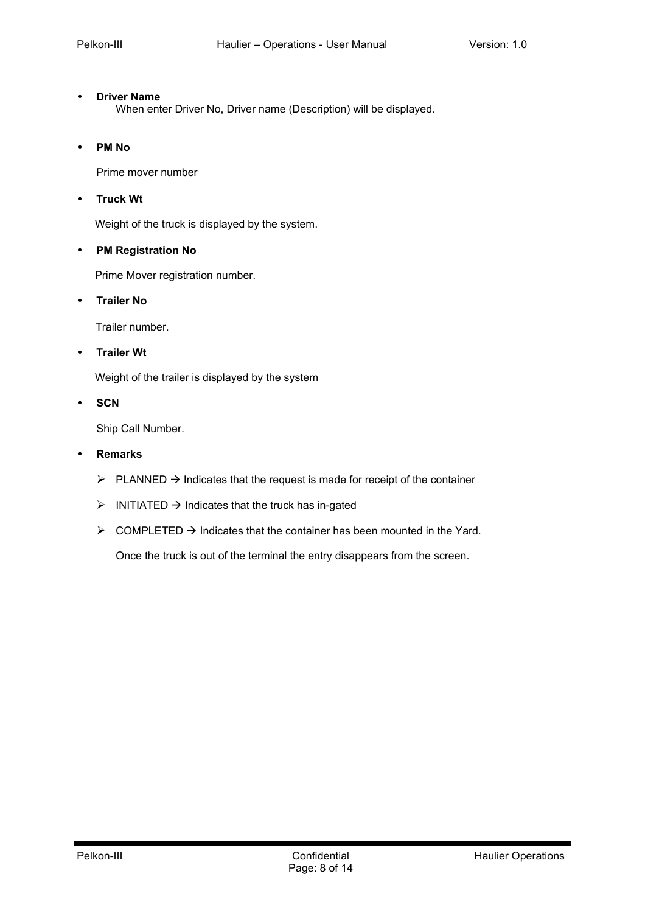- **Driver Name**
  When enter Driver No, Driver name (Description) will be displayed.

- **PM No**

  Prime mover number

- **Truck Wt**

  Weight of the truck is displayed by the system.

- **PM Registration No**

  Prime Mover registration number.

- **Trailer No**

  Trailer number.

- **Trailer Wt**

  Weight of the trailer is displayed by the system

- **SCN**

  Ship Call Number.

- **Remarks**

  - PLANNED → Indicates that the request is made for receipt of the container
  - INITIATED → Indicates that the truck has in-gated
  - COMPLETED → Indicates that the container has been mounted in the Yard.

    Once the truck is out of the terminal the entry disappears from the screen.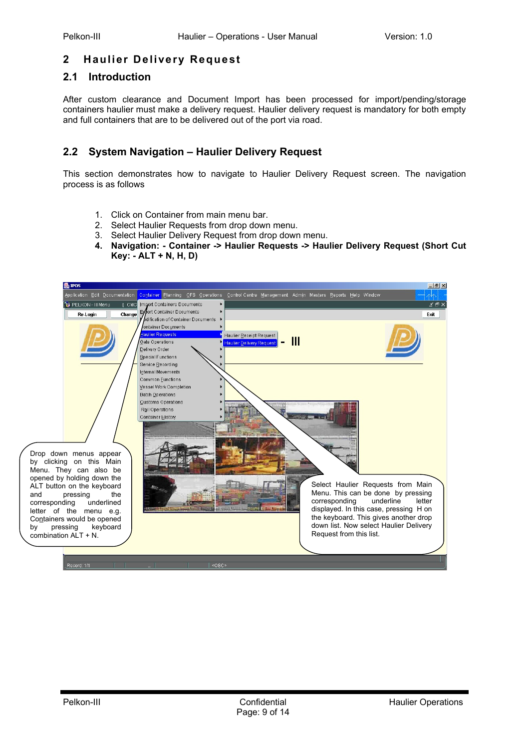# 2 Haulier Delivery Request

## 2.1 Introduction

After custom clearance and Document Import has been processed for import/pending/storage containers haulier must make a delivery request. Haulier delivery request is mandatory for both empty and full containers that are to be delivered out of the port via road.

## 2.2 System Navigation – Haulier Delivery Request

This section demonstrates how to navigate to Haulier Delivery Request screen. The navigation process is as follows

1. Click on Container from main menu bar.
2. Select Haulier Requests from drop down menu.
3. Select Haulier Delivery Request from drop down menu.
4. **Navigation: - Container -> Haulier Requests -> Haulier Delivery Request (Short Cut Key: - ALT + N, H, D)**

Drop down menus appear by clicking on this Main Menu. They can also be opened by holding down the ALT button on the keyboard and pressing the corresponding underlined letter of the menu e.g. Containers would be opened by pressing keyboard combination ALT + N.

Select Haulier Requests from Main Menu. This can be done by pressing corresponding underline letter displayed. In this case, pressing H on the keyboard. This gives another drop down list. Now select Haulier Delivery Request from this list.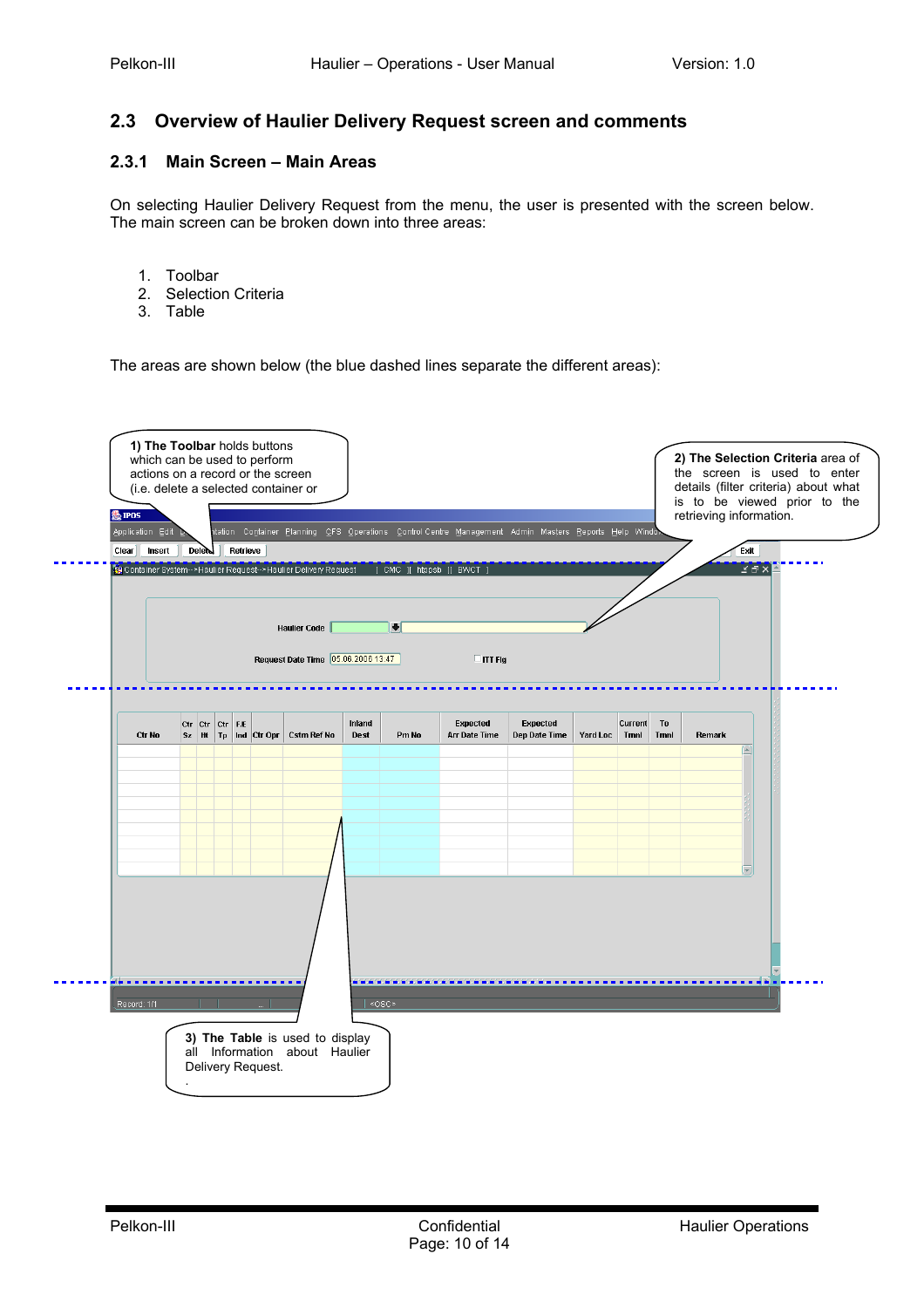## 2.3 Overview of Haulier Delivery Request screen and comments

### 2.3.1 Main Screen – Main Areas

On selecting Haulier Delivery Request from the menu, the user is presented with the screen below. The main screen can be broken down into three areas:

1. Toolbar
2. Selection Criteria
3. Table

The areas are shown below (the blue dashed lines separate the different areas):

**1) The Toolbar** holds buttons which can be used to perform actions on a record or the screen (i.e. delete a selected container or

**2) The Selection Criteria** area of the screen is used to enter details (filter criteria) about what is to be viewed prior to the retrieving information.

IPOS

Application Edit Documentation Container Planning CFS Operations Control Centre Management Admin Masters Reports Help Window

Clear Insert Delete Retrieve Exit

Container System-->Haulier Request-->Haulier Delivery Request [ CMC ][ htspsb ][ BWCT ]

Haulier Code

Request Date Time 05.06.2008 13:47

ITT Flg

| Ctr No | Ctr Sz | Ctr Ht | Ctr Tp | F/E Ind | Ctr Opr | Cstm Ref No | Inland Dest | Pm No | Expected Arr Date Time | Expected Dep Date Time | Yard Loc | Current Tmnl | To Tmnl | Remark |
|---|---|---|---|---|---|---|---|---|---|---|---|---|---|---|

Record: 1/1

<OSC>

**3) The Table** is used to display all Information about Haulier Delivery Request.

.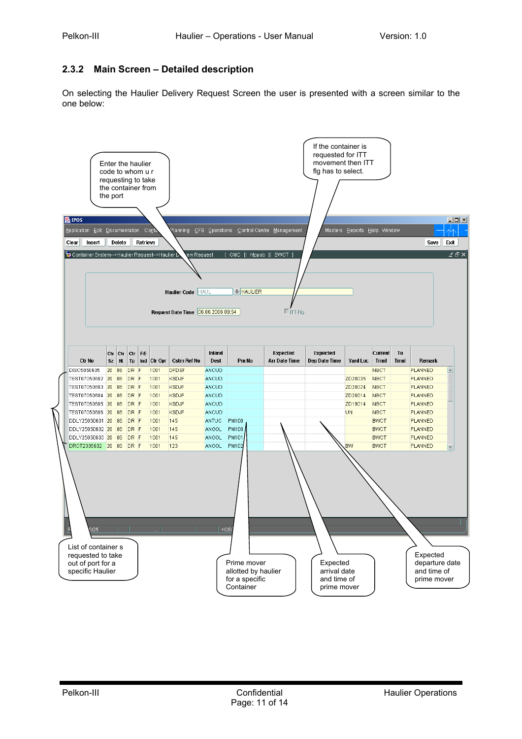### 2.3.2 Main Screen – Detailed description

On selecting the Haulier Delivery Request Screen the user is presented with a screen similar to the one below:

Enter the haulier code to whom u r requesting to take the container from the port

If the container is requested for ITT movement then ITT flg has to select.

Haulier Code: HAUL — HAULIER

Request Date Time: 06.06.2006 09:54 — ITT Flg

| Ctr No | Ctr Sz | Ctr Ht | Ctr Tp | F/E Ind | Ctr Opr | Cstm Ref No | Inland Dest | Pm No | Expected Arr Date Time | Expected Dep Date Time | Yard Loc | Current Trml | To Trml | Remark |
|---|---|---|---|---|---|---|---|---|---|---|---|---|---|---|
| DISC5050605 | 20 | 86 | DR | F | 1001 | DFDSF | ANCUD | | | | | NBCT | | PLANNED |
| TEST07050602 | 20 | 86 | DR | F | 1001 | KSDJF | ANCUD | | | | ZD20035 | NBCT | | PLANNED |
| TEST07050603 | 20 | 86 | DR | F | 1001 | KSDJF | ANCUD | | | | ZD20024 | NBCT | | PLANNED |
| TEST07050604 | 20 | 86 | DR | F | 1001 | KSDJF | ANCUD | | | | ZD20014 | NBCT | | PLANNED |
| TEST07050605 | 20 | 86 | DR | F | 1001 | KSDJF | ANCUD | | | | ZD19014 | NBCT | | PLANNED |
| TEST07050606 | 20 | 86 | DR | F | 1001 | KSDJF | ANCUD | | | | UN | NBCT | | PLANNED |
| DDLY25050601 | 20 | 86 | DR | F | 1001 | 145 | ANTUC | PM100 | | | | BWCT | | PLANNED |
| DDLY25050602 | 20 | 86 | DR | F | 1001 | 145 | ANGOL | PM100 | | | | BWCT | | PLANNED |
| DDLY25050603 | 20 | 86 | DR | F | 1001 | 145 | ANGOL | PM101 | | | | BWCT | | PLANNED |
| DRCT2305602 | 20 | 86 | DR | F | 1001 | 123 | ANGOL | PM102 | | | BW | BWCT | | PLANNED |

List of container s requested to take out of port for a specific Haulier

Prime mover allotted by haulier for a specific Container

Expected arrival date and time of prime mover

Expected departure date and time of prime mover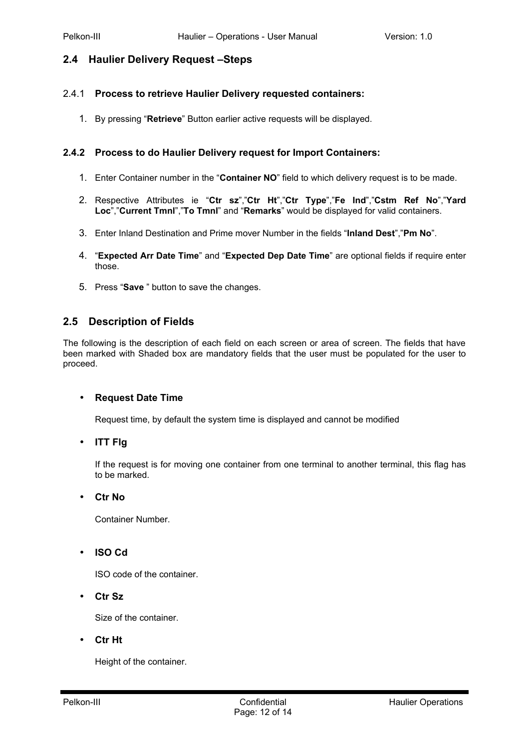## 2.4 Haulier Delivery Request –Steps

### 2.4.1 **Process to retrieve Haulier Delivery requested containers:**

1. By pressing "**Retrieve**" Button earlier active requests will be displayed.

### 2.4.2 Process to do Haulier Delivery request for Import Containers:

1. Enter Container number in the "**Container NO**" field to which delivery request is to be made.
2. Respective Attributes ie "**Ctr sz**","**Ctr Ht**","**Ctr Type**","**Fe Ind**","**Cstm Ref No**","**Yard Loc**","**Current Tmnl**","**To Tmnl**" and "**Remarks**" would be displayed for valid containers.
3. Enter Inland Destination and Prime mover Number in the fields "**Inland Dest**","**Pm No**".
4. "**Expected Arr Date Time**" and "**Expected Dep Date Time**" are optional fields if require enter those.
5. Press "**Save** " button to save the changes.

## 2.5 Description of Fields

The following is the description of each field on each screen or area of screen. The fields that have been marked with Shaded box are mandatory fields that the user must be populated for the user to proceed.

- **Request Date Time**

  Request time, by default the system time is displayed and cannot be modified

- **ITT Flg**

  If the request is for moving one container from one terminal to another terminal, this flag has to be marked.

- **Ctr No**

  Container Number.

- **ISO Cd**

  ISO code of the container.

- **Ctr Sz**

  Size of the container.

- **Ctr Ht**

  Height of the container.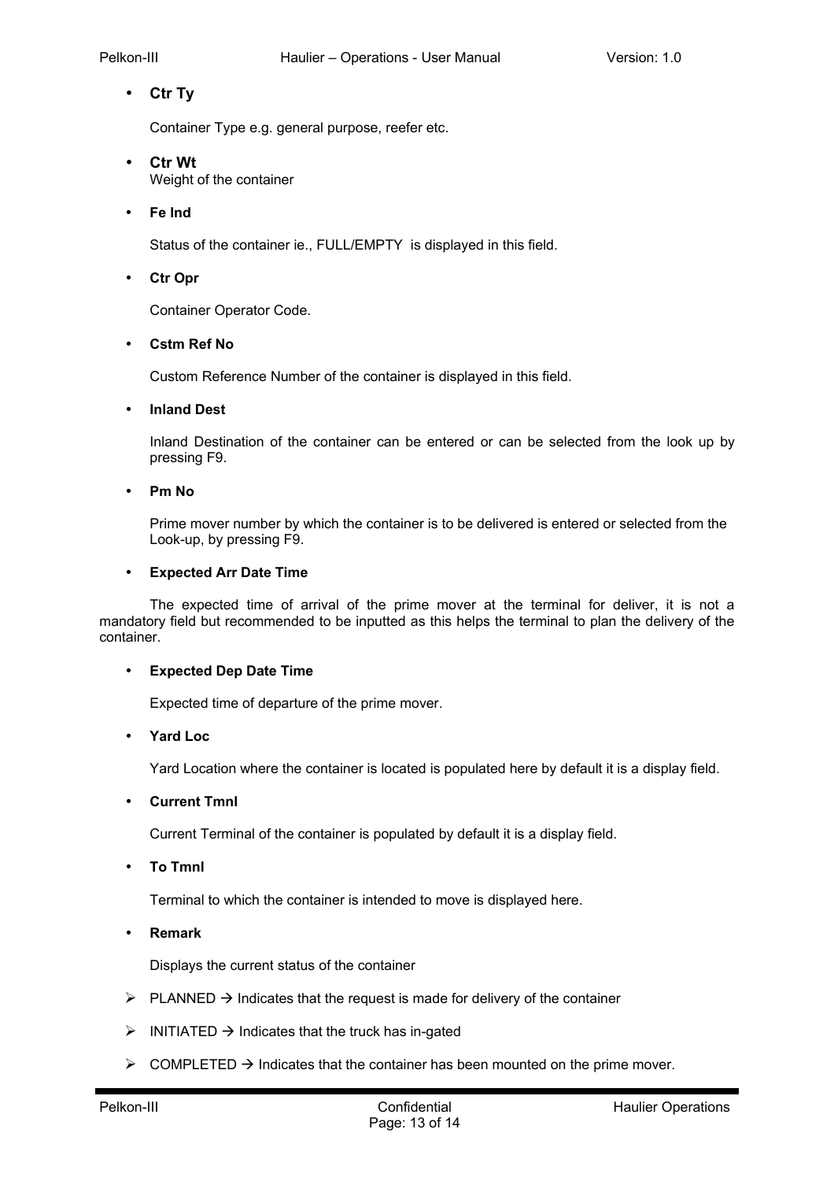- **Ctr Ty**

  Container Type e.g. general purpose, reefer etc.

- **Ctr Wt**
  Weight of the container

- **Fe Ind**

  Status of the container ie., FULL/EMPTY is displayed in this field.

- **Ctr Opr**

  Container Operator Code.

- **Cstm Ref No**

  Custom Reference Number of the container is displayed in this field.

- **Inland Dest**

  Inland Destination of the container can be entered or can be selected from the look up by pressing F9.

- **Pm No**

  Prime mover number by which the container is to be delivered is entered or selected from the Look-up, by pressing F9.

- **Expected Arr Date Time**

  The expected time of arrival of the prime mover at the terminal for deliver, it is not a mandatory field but recommended to be inputted as this helps the terminal to plan the delivery of the container.

- **Expected Dep Date Time**

  Expected time of departure of the prime mover.

- **Yard Loc**

  Yard Location where the container is located is populated here by default it is a display field.

- **Current Tmnl**

  Current Terminal of the container is populated by default it is a display field.

- **To Tmnl**

  Terminal to which the container is intended to move is displayed here.

- **Remark**

  Displays the current status of the container

  - PLANNED → Indicates that the request is made for delivery of the container
  - INITIATED → Indicates that the truck has in-gated
  - COMPLETED → Indicates that the container has been mounted on the prime mover.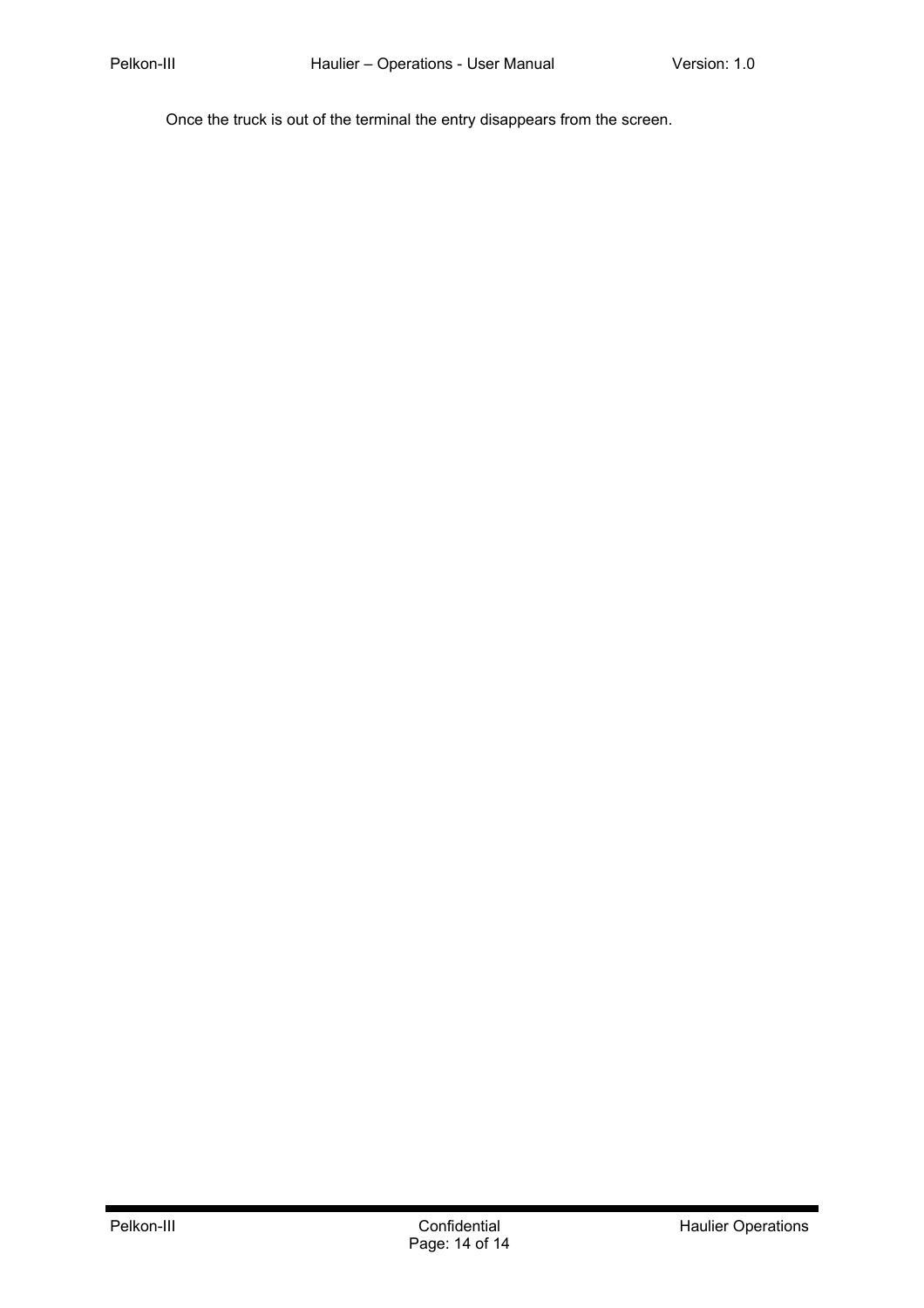Once the truck is out of the terminal the entry disappears from the screen.